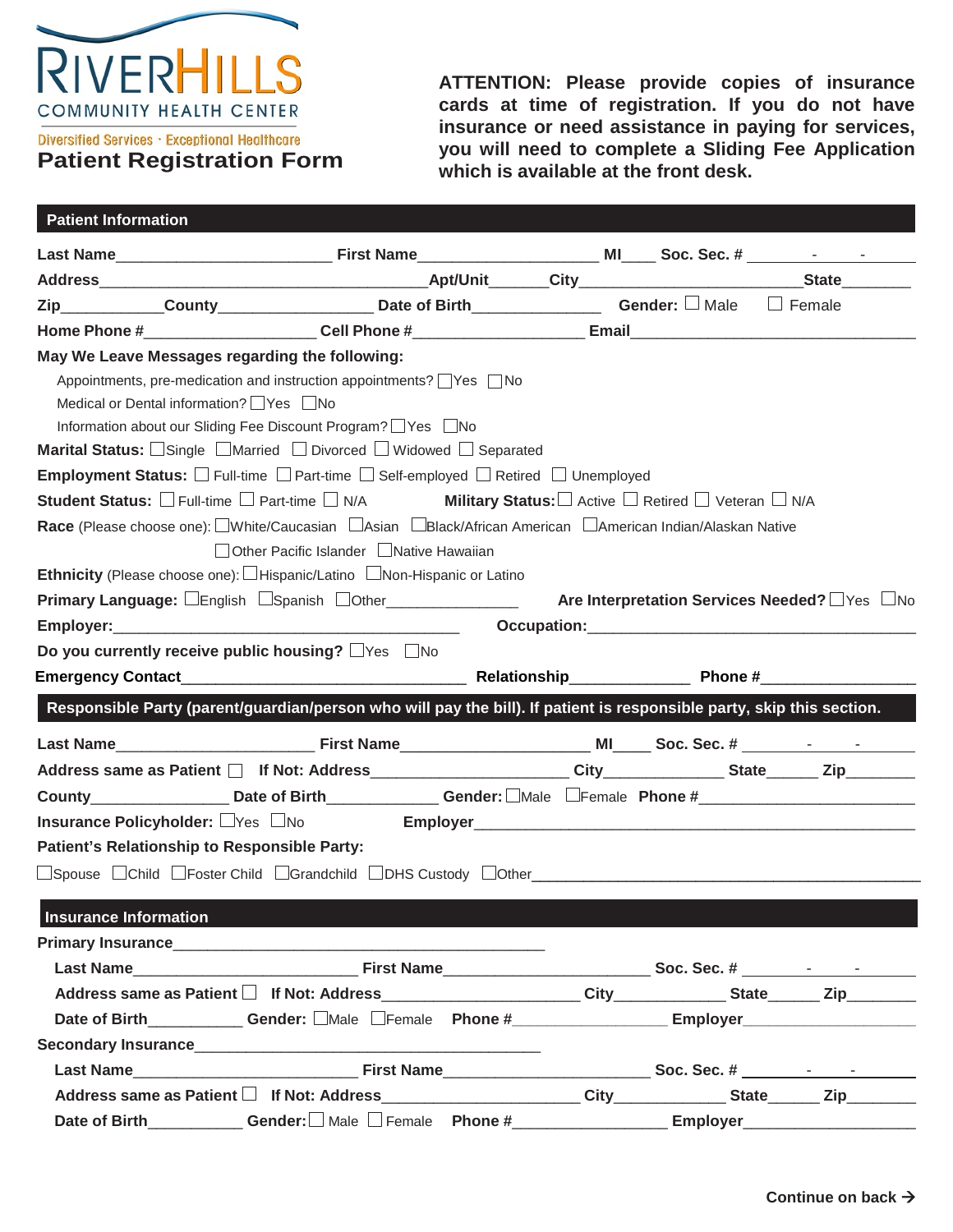RIVERHILLS
COMMUNITY HEALTH CENTER
Diversified Services · Exceptional Healthcare

# Patient Registration Form

**ATTENTION: Please provide copies of insurance cards at time of registration. If you do not have insurance or need assistance in paying for services, you will need to complete a Sliding Fee Application which is available at the front desk.**

## Patient Information

**Last Name**________________________ **First Name**____________________ **MI**____ **Soc. Sec. #** ____-____-____

**Address**____________________________________**Apt/Unit**_______**City**_________________________**State**________

**Zip**___________**County**_________________ **Date of Birth**______________ **Gender:** ☐ Male ☐ Female

**Home Phone #**___________________ **Cell Phone #**___________________ **Email**________________________________

**May We Leave Messages regarding the following:**

Appointments, pre-medication and instruction appointments? ☐Yes ☐No

Medical or Dental information? ☐Yes ☐No

Information about our Sliding Fee Discount Program? ☐Yes ☐No

**Marital Status:** ☐Single ☐Married ☐ Divorced ☐ Widowed ☐ Separated

**Employment Status:** ☐ Full-time ☐ Part-time ☐ Self-employed ☐ Retired ☐ Unemployed

**Student Status:** ☐ Full-time ☐ Part-time ☐ N/A **Military Status:** ☐ Active ☐ Retired ☐ Veteran ☐ N/A

**Race** (Please choose one): ☐White/Caucasian ☐Asian ☐Black/African American ☐American Indian/Alaskan Native ☐Other Pacific Islander ☐Native Hawaiian

**Ethnicity** (Please choose one): ☐Hispanic/Latino ☐Non-Hispanic or Latino

**Primary Language:** ☐English ☐Spanish ☐Other________________ **Are Interpretation Services Needed?** ☐Yes ☐No

**Employer:**________________________________________ **Occupation:**_____________________________________

**Do you currently receive public housing?** ☐Yes ☐No

**Emergency Contact**________________________________ **Relationship**_____________ **Phone #**_________________

## Responsible Party (parent/guardian/person who will pay the bill). If patient is responsible party, skip this section.

**Last Name**______________________ **First Name**_____________________ **MI**____ **Soc. Sec. #** ____-____-____

**Address same as Patient** ☐ **If Not: Address**______________________ **City**_____________ **State**______ **Zip**________

**County**_______________ **Date of Birth**____________ **Gender:** ☐Male ☐Female **Phone #**________________________

**Insurance Policyholder:** ☐Yes ☐No **Employer**____________________________________________________

**Patient's Relationship to Responsible Party:**

☐Spouse ☐Child ☐Foster Child ☐Grandchild ☐DHS Custody ☐Other______________________________________________

## Insurance Information

**Primary Insurance**___________________________________________

**Last Name**_________________________ **First Name**_______________________ **Soc. Sec. #** ____-____-____

**Address same as Patient** ☐ **If Not: Address**______________________ **City**____________ **State**______ **Zip**________

**Date of Birth**__________ **Gender:** ☐Male ☐Female **Phone #**_________________ **Employer**___________________

**Secondary Insurance**_______________________________________

**Last Name**_________________________ **First Name**_______________________ **Soc. Sec. #** ____-____-____

**Address same as Patient** ☐ **If Not: Address**______________________ **City**____________ **State**______ **Zip**________

**Date of Birth**__________ **Gender:** ☐ Male ☐ Female **Phone #**_________________ **Employer**___________________

**Continue on back →**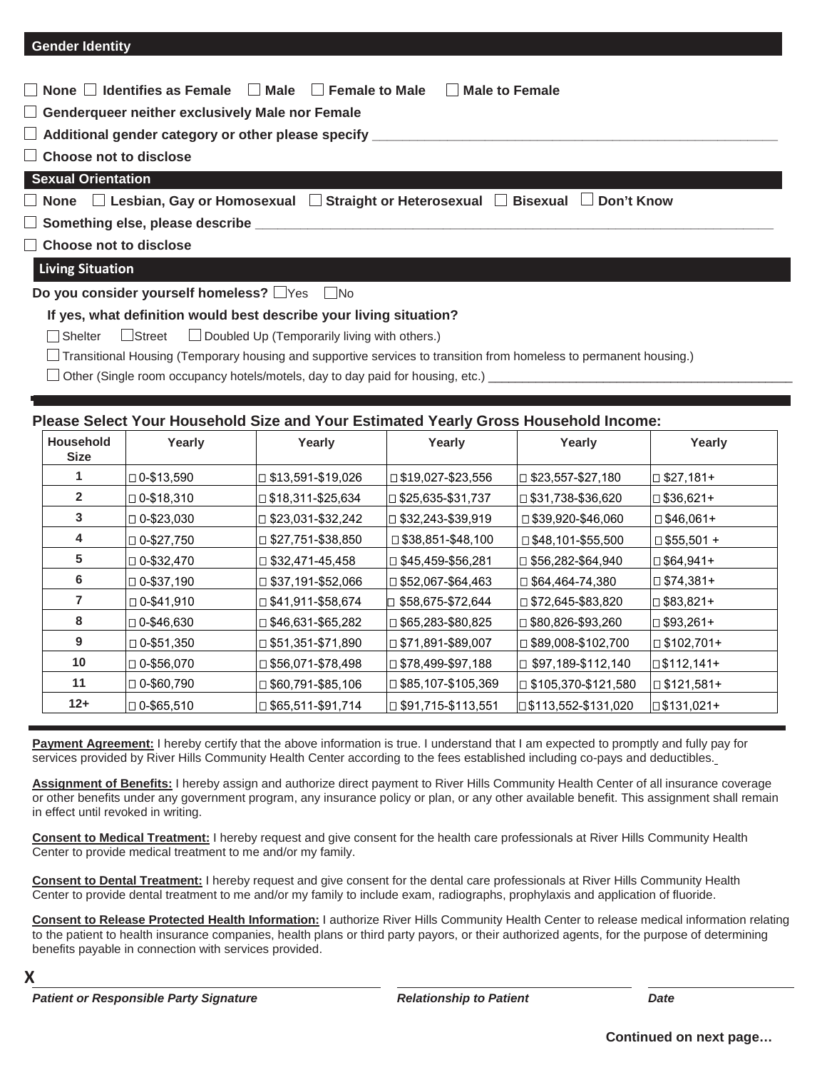## Gender Identity

☐ **None** ☐ **Identifies as Female** ☐ **Male** ☐ **Female to Male** ☐ **Male to Female**

☐ **Genderqueer neither exclusively Male nor Female**

☐ **Additional gender category or other please specify** ______________________________

☐ **Choose not to disclose**

## Sexual Orientation

☐ **None** ☐ **Lesbian, Gay or Homosexual** ☐ **Straight or Heterosexual** ☐ **Bisexual** ☐ **Don't Know**

☐ **Something else, please describe** ______________________________

☐ **Choose not to disclose**

## Living Situation

**Do you consider yourself homeless?** ☐ Yes ☐ No

**If yes, what definition would best describe your living situation?**

☐ Shelter ☐ Street ☐ Doubled Up (Temporarily living with others.)

☐ Transitional Housing (Temporary housing and supportive services to transition from homeless to permanent housing.)

☐ Other (Single room occupancy hotels/motels, day to day paid for housing, etc.) ______________________________

### Please Select Your Household Size and Your Estimated Yearly Gross Household Income:

| Household Size | Yearly | Yearly | Yearly | Yearly | Yearly |
|---|---|---|---|---|---|
| 1 | ☐ 0-$13,590 | ☐ $13,591-$19,026 | ☐ $19,027-$23,556 | ☐ $23,557-$27,180 | ☐ $27,181+ |
| 2 | ☐ 0-$18,310 | ☐ $18,311-$25,634 | ☐ $25,635-$31,737 | ☐ $31,738-$36,620 | ☐ $36,621+ |
| 3 | ☐ 0-$23,030 | ☐ $23,031-$32,242 | ☐ $32,243-$39,919 | ☐ $39,920-$46,060 | ☐ $46,061+ |
| 4 | ☐ 0-$27,750 | ☐ $27,751-$38,850 | ☐ $38,851-$48,100 | ☐ $48,101-$55,500 | ☐ $55,501 + |
| 5 | ☐ 0-$32,470 | ☐ $32,471-45,458 | ☐ $45,459-$56,281 | ☐ $56,282-$64,940 | ☐ $64,941+ |
| 6 | ☐ 0-$37,190 | ☐ $37,191-$52,066 | ☐ $52,067-$64,463 | ☐ $64,464-74,380 | ☐ $74,381+ |
| 7 | ☐ 0-$41,910 | ☐ $41,911-$58,674 | ☐ $58,675-$72,644 | ☐ $72,645-$83,820 | ☐ $83,821+ |
| 8 | ☐ 0-$46,630 | ☐ $46,631-$65,282 | ☐ $65,283-$80,825 | ☐ $80,826-$93,260 | ☐ $93,261+ |
| 9 | ☐ 0-$51,350 | ☐ $51,351-$71,890 | ☐ $71,891-$89,007 | ☐ $89,008-$102,700 | ☐ $102,701+ |
| 10 | ☐ 0-$56,070 | ☐ $56,071-$78,498 | ☐ $78,499-$97,188 | ☐ $97,189-$112,140 | ☐ $112,141+ |
| 11 | ☐ 0-$60,790 | ☐ $60,791-$85,106 | ☐ $85,107-$105,369 | ☐ $105,370-$121,580 | ☐ $121,581+ |
| 12+ | ☐ 0-$65,510 | ☐ $65,511-$91,714 | ☐ $91,715-$113,551 | ☐ $113,552-$131,020 | ☐ $131,021+ |

**Payment Agreement:** I hereby certify that the above information is true. I understand that I am expected to promptly and fully pay for services provided by River Hills Community Health Center according to the fees established including co-pays and deductibles.

**Assignment of Benefits:** I hereby assign and authorize direct payment to River Hills Community Health Center of all insurance coverage or other benefits under any government program, any insurance policy or plan, or any other available benefit. This assignment shall remain in effect until revoked in writing.

**Consent to Medical Treatment:** I hereby request and give consent for the health care professionals at River Hills Community Health Center to provide medical treatment to me and/or my family.

**Consent to Dental Treatment:** I hereby request and give consent for the dental care professionals at River Hills Community Health Center to provide dental treatment to me and/or my family to include exam, radiographs, prophylaxis and application of fluoride.

**Consent to Release Protected Health Information:** I authorize River Hills Community Health Center to release medical information relating to the patient to health insurance companies, health plans or third party payors, or their authorized agents, for the purpose of determining benefits payable in connection with services provided.

**X** ______________________________ ______________________ ______________

*Patient or Responsible Party Signature* *Relationship to Patient* *Date*

**Continued on next page…**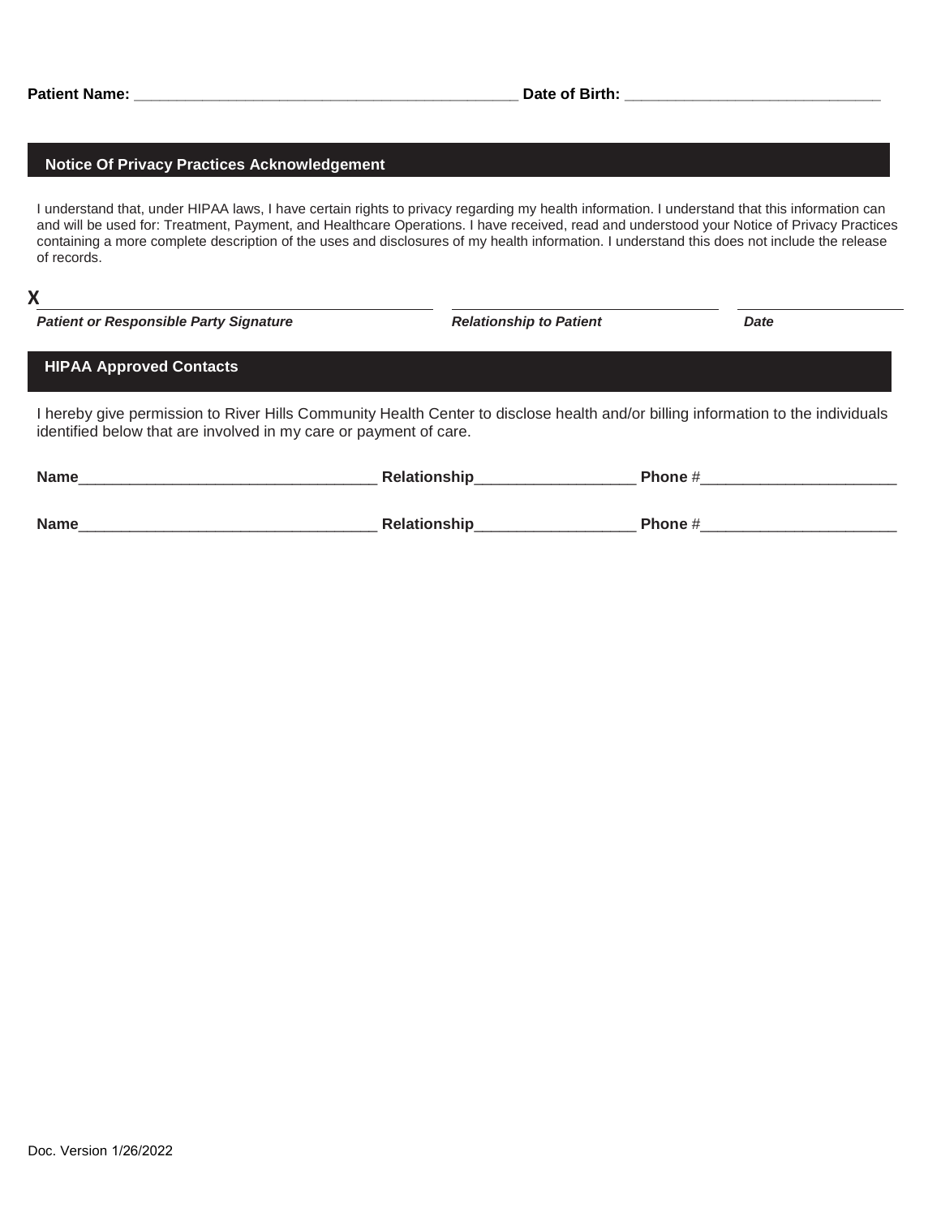**Patient Name:** _______________________________________________ **Date of Birth:** ______________________________

## Notice Of Privacy Practices Acknowledgement

I understand that, under HIPAA laws, I have certain rights to privacy regarding my health information. I understand that this information can and will be used for: Treatment, Payment, and Healthcare Operations. I have received, read and understood your Notice of Privacy Practices containing a more complete description of the uses and disclosures of my health information. I understand this does not include the release of records.

**X**________________________________________________ ________________________________ ____________________

***Patient or Responsible Party Signature*** ***Relationship to Patient*** ***Date***

## HIPAA Approved Contacts

I hereby give permission to River Hills Community Health Center to disclose health and/or billing information to the individuals identified below that are involved in my care or payment of care.

**Name**__________________________________ **Relationship**___________________ **Phone** #______________________

**Name**__________________________________ **Relationship**___________________ **Phone** #______________________

Doc. Version 1/26/2022